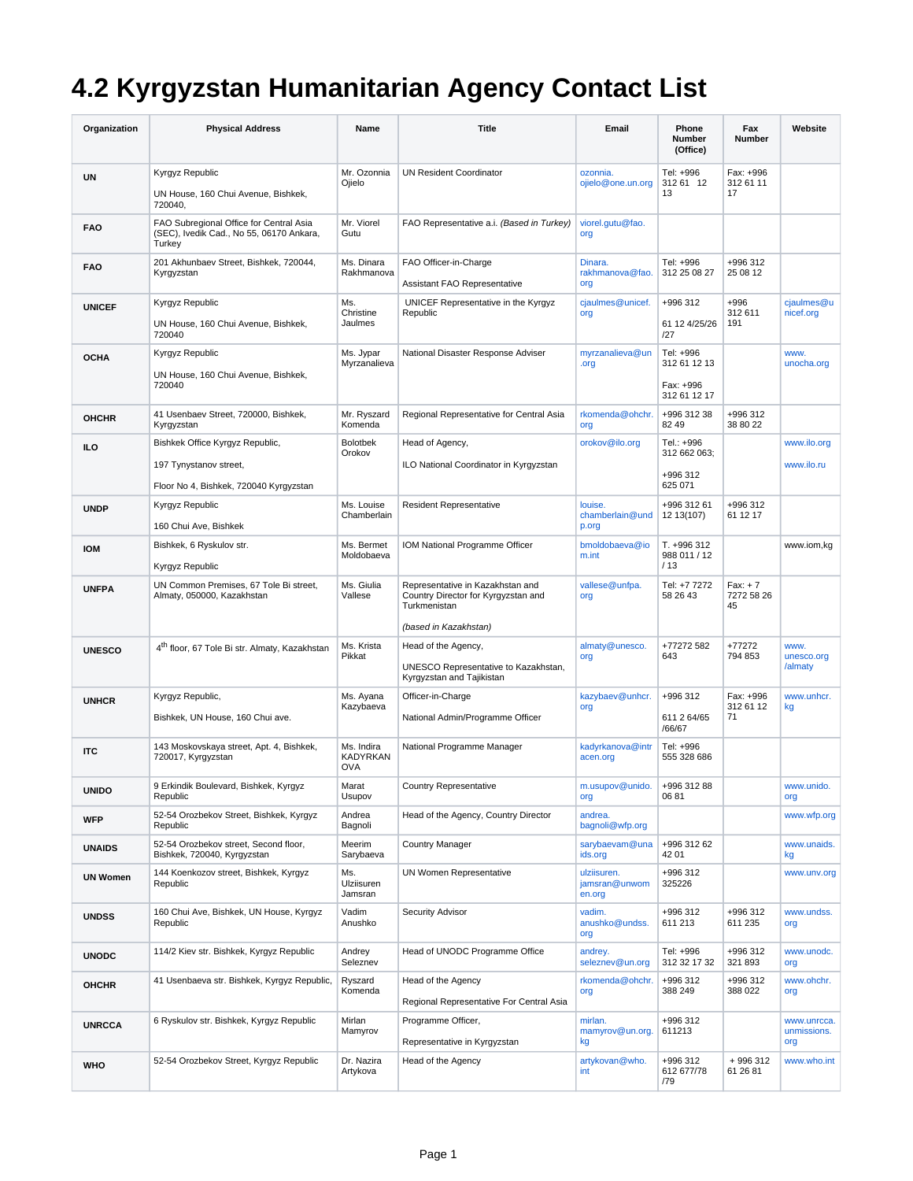# 4.2 Kyrgyzstan Humanitarian Agency Contact List

| Organization | Physical Address | Name | Title | Email | Phone Number (Office) | Fax Number | Website |
|---|---|---|---|---|---|---|---|
| **UN** | Kyrgyz Republic<br><br>UN House, 160 Chui Avenue, Bishkek, 720040, | Mr. Ozonnia Ojielo | UN Resident Coordinator | ozonnia.ojielo@one.un.org | Tel: +996 312 61 12 13 | Fax: +996 312 61 11 17 | |
| **FAO** | FAO Subregional Office for Central Asia (SEC), Ivedik Cad., No 55, 06170 Ankara, Turkey | Mr. Viorel Gutu | FAO Representative a.i. *(Based in Turkey)* | viorel.gutu@fao.org | | | |
| **FAO** | 201 Akhunbaev Street, Bishkek, 720044, Kyrgyzstan | Ms. Dinara Rakhmanova | FAO Officer-in-Charge<br><br>Assistant FAO Representative | Dinara.rakhmanova@fao.org | Tel: +996 312 25 08 27 | +996 312 25 08 12 | |
| **UNICEF** | Kyrgyz Republic<br><br>UN House, 160 Chui Avenue, Bishkek, 720040 | Ms. Christine Jaulmes | UNICEF Representative in the Kyrgyz Republic | cjaulmes@unicef.org | +996 312<br><br>61 12 4/25/26 /27 | +996 312 611 191 | cjaulmes@unicef.org |
| **OCHA** | Kyrgyz Republic<br><br>UN House, 160 Chui Avenue, Bishkek, 720040 | Ms. Jypar Myrzanalieva | National Disaster Response Adviser | myrzanalieva@un.org | Tel: +996 312 61 12 13<br><br>Fax: +996 312 61 12 17 | | www.unocha.org |
| **OHCHR** | 41 Usenbaev Street, 720000, Bishkek, Kyrgyzstan | Mr. Ryszard Komenda | Regional Representative for Central Asia | rkomenda@ohchr.org | +996 312 38 82 49 | +996 312 38 80 22 | |
| **ILO** | Bishkek Office Kyrgyz Republic,<br><br>197 Tynystanov street,<br><br>Floor No 4, Bishkek, 720040 Kyrgyzstan | Bolotbek Orokov | Head of Agency,<br><br>ILO National Coordinator in Kyrgyzstan | orokov@ilo.org | Tel.: +996 312 662 063;<br><br>+996 312 625 071 | | www.ilo.org<br><br>www.ilo.ru |
| **UNDP** | Kyrgyz Republic<br><br>160 Chui Ave, Bishkek | Ms. Louise Chamberlain | Resident Representative | louise.chamberlain@undp.org | +996 312 61 12 13(107) | +996 312 61 12 17 | |
| **IOM** | Bishkek, 6 Ryskulov str.<br><br>Kyrgyz Republic | Ms. Bermet Moldobaeva | IOM National Programme Officer | bmoldobaeva@iom.int | T. +996 312 988 011 / 12 / 13 | | www.iom,kg |
| **UNFPA** | UN Common Premises, 67 Tole Bi street, Almaty, 050000, Kazakhstan | Ms. Giulia Vallese | Representative in Kazakhstan and Country Director for Kyrgyzstan and Turkmenistan<br><br>*(based in Kazakhstan)* | vallese@unfpa.org | Tel: +7 7272 58 26 43 | Fax: + 7 7272 58 26 45 | |
| **UNESCO** | 4th floor, 67 Tole Bi str. Almaty, Kazakhstan | Ms. Krista Pikkat | Head of the Agency,<br><br>UNESCO Representative to Kazakhstan, Kyrgyzstan and Tajikistan | almaty@unesco.org | +77272 582 643 | +77272 794 853 | www.unesco.org/almaty |
| **UNHCR** | Kyrgyz Republic,<br><br>Bishkek, UN House, 160 Chui ave. | Ms. Ayana Kazybaeva | Officer-in-Charge<br><br>National Admin/Programme Officer | kazybaev@unhcr.org | +996 312<br><br>611 2 64/65 /66/67 | Fax: +996 312 61 12 71 | www.unhcr.kg |
| **ITC** | 143 Moskovskaya street, Apt. 4, Bishkek, 720017, Kyrgyzstan | Ms. Indira KADYRKANOVA | National Programme Manager | kadyrkanova@intracen.org | Tel: +996 555 328 686 | | |
| **UNIDO** | 9 Erkindik Boulevard, Bishkek, Kyrgyz Republic | Marat Usupov | Country Representative | m.usupov@unido.org | +996 312 88 06 81 | | www.unido.org |
| **WFP** | 52-54 Orozbekov Street, Bishkek, Kyrgyz Republic | Andrea Bagnoli | Head of the Agency, Country Director | andrea.bagnoli@wfp.org | | | www.wfp.org |
| **UNAIDS** | 52-54 Orozbekov street, Second floor, Bishkek, 720040, Kyrgyzstan | Meerim Sarybaeva | Country Manager | sarybaevam@unaids.org | +996 312 62 42 01 | | www.unaids.kg |
| **UN Women** | 144 Koenkozov street, Bishkek, Kyrgyz Republic | Ms. Ulziisuren Jamsran | UN Women Representative | ulziisuren.jamsran@unwomen.org | +996 312 325226 | | www.unv.org |
| **UNDSS** | 160 Chui Ave, Bishkek, UN House, Kyrgyz Republic | Vadim Anushko | Security Advisor | vadim.anushko@undss.org | +996 312 611 213 | +996 312 611 235 | www.undss.org |
| **UNODC** | 114/2 Kiev str. Bishkek, Kyrgyz Republic | Andrey Seleznev | Head of UNODC Programme Office | andrey.seleznev@un.org | Tel: +996 312 32 17 32 | +996 312 321 893 | www.unodc.org |
| **OHCHR** | 41 Usenbaeva str. Bishkek, Kyrgyz Republic, | Ryszard Komenda | Head of the Agency<br><br>Regional Representative For Central Asia | rkomenda@ohchr.org | +996 312 388 249 | +996 312 388 022 | www.ohchr.org |
| **UNRCCA** | 6 Ryskulov str. Bishkek, Kyrgyz Republic | Mirlan Mamyrov | Programme Officer,<br><br>Representative in Kyrgyzstan | mirlan.mamyrov@un.org.kg | +996 312 611213 | | www.unrcca.unmissions.org |
| **WHO** | 52-54 Orozbekov Street, Kyrgyz Republic | Dr. Nazira Artykova | Head of the Agency | artykovan@who.int | +996 312 612 677/78 /79 | + 996 312 61 26 81 | www.who.int |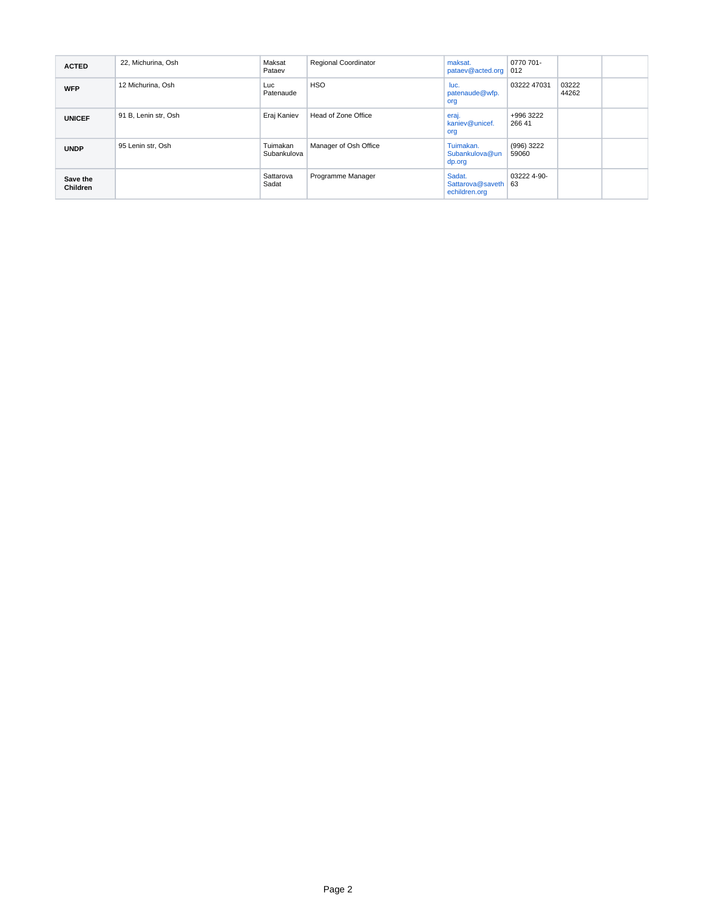| | | | | | | | |
|---|---|---|---|---|---|---|---|
| **ACTED** | 22, Michurina, Osh | Maksat Pataev | Regional Coordinator | maksat.pataev@acted.org | 0770 701-012 | | |
| **WFP** | 12 Michurina, Osh | Luc Patenaude | HSO | luc.patenaude@wfp.org | 03222 47031 | 03222 44262 | |
| **UNICEF** | 91 B, Lenin str, Osh | Eraj Kaniev | Head of Zone Office | eraj.kaniev@unicef.org | +996 3222 266 41 | | |
| **UNDP** | 95 Lenin str, Osh | Tuimakan Subankulova | Manager of Osh Office | Tuimakan.Subankulova@undp.org | (996) 3222 59060 | | |
| **Save the Children** | | Sattarova Sadat | Programme Manager | Sadat.Sattarova@savethechildren.org | 03222 4-90-63 | | |